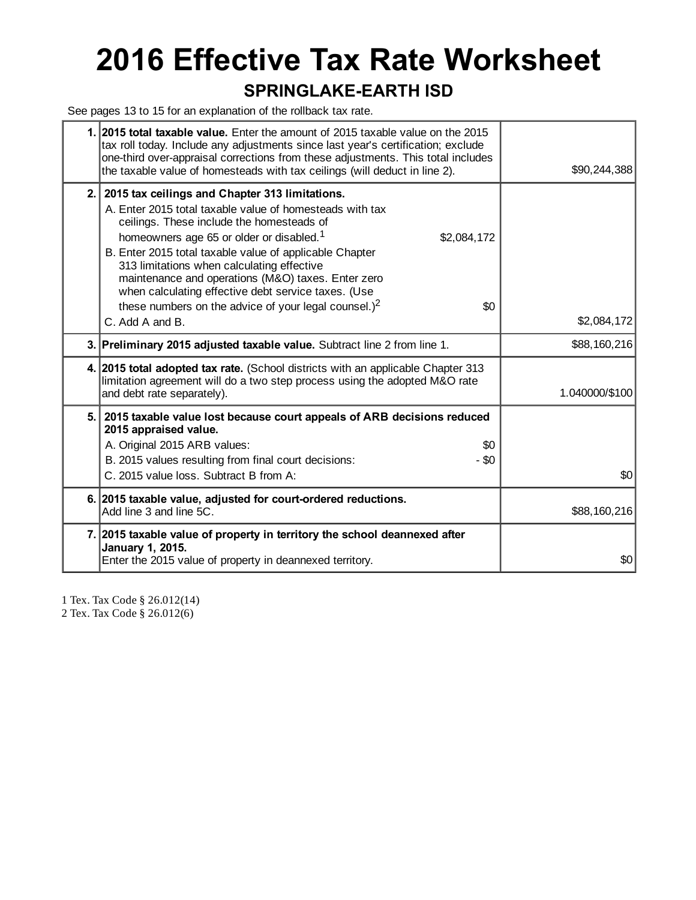# 2016 Effective Tax Rate Worksheet

## SPRINGLAKE-EARTH ISD

See pages 13 to 15 for an explanation of the rollback tax rate.

| | | |
|---|---|---|
| **1.** | **2015 total taxable value.** Enter the amount of 2015 taxable value on the 2015 tax roll today. Include any adjustments since last year's certification; exclude one-third over-appraisal corrections from these adjustments. This total includes the taxable value of homesteads with tax ceilings (will deduct in line 2). | $90,244,388 |
| **2.** | **2015 tax ceilings and Chapter 313 limitations.**<br>A. Enter 2015 total taxable value of homesteads with tax ceilings. These include the homesteads of homeowners age 65 or older or disabled.[1] $2,084,172<br>B. Enter 2015 total taxable value of applicable Chapter 313 limitations when calculating effective maintenance and operations (M&O) taxes. Enter zero when calculating effective debt service taxes. (Use these numbers on the advice of your legal counsel.)[2] $0<br>C. Add A and B. | $2,084,172 |
| **3.** | **Preliminary 2015 adjusted taxable value.** Subtract line 2 from line 1. | $88,160,216 |
| **4.** | **2015 total adopted tax rate.** (School districts with an applicable Chapter 313 limitation agreement will do a two step process using the adopted M&O rate and debt rate separately). | 1.040000/$100 |
| **5.** | **2015 taxable value lost because court appeals of ARB decisions reduced 2015 appraised value.**<br>A. Original 2015 ARB values: $0<br>B. 2015 values resulting from final court decisions: - $0<br>C. 2015 value loss. Subtract B from A: | $0 |
| **6.** | **2015 taxable value, adjusted for court-ordered reductions.**<br>Add line 3 and line 5C. | $88,160,216 |
| **7.** | **2015 taxable value of property in territory the school deannexed after January 1, 2015.**<br>Enter the 2015 value of property in deannexed territory. | $0 |

1 Tex. Tax Code § 26.012(14)
2 Tex. Tax Code § 26.012(6)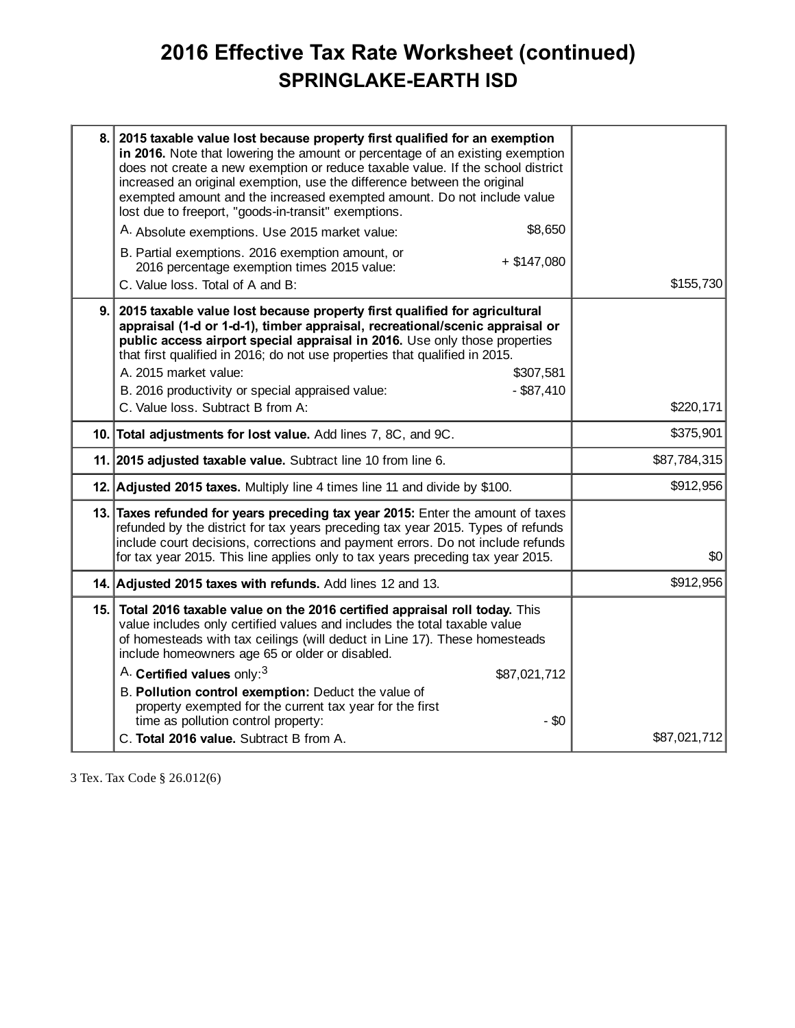# 2016 Effective Tax Rate Worksheet (continued)

## SPRINGLAKE-EARTH ISD

| Line | Description | Amount |
|---|---|---|
| 8. | **2015 taxable value lost because property first qualified for an exemption in 2016.** Note that lowering the amount or percentage of an existing exemption does not create a new exemption or reduce taxable value. If the school district increased an original exemption, use the difference between the original exempted amount and the increased exempted amount. Do not include value lost due to freeport, "goods-in-transit" exemptions.<br>A. Absolute exemptions. Use 2015 market value: $8,650<br>B. Partial exemptions. 2016 exemption amount, or 2016 percentage exemption times 2015 value: + $147,080<br>C. Value loss. Total of A and B: | $155,730 |
| 9. | **2015 taxable value lost because property first qualified for agricultural appraisal (1-d or 1-d-1), timber appraisal, recreational/scenic appraisal or public access airport special appraisal in 2016.** Use only those properties that first qualified in 2016; do not use properties that qualified in 2015.<br>A. 2015 market value: $307,581<br>B. 2016 productivity or special appraised value: - $87,410<br>C. Value loss. Subtract B from A: | $220,171 |
| 10. | **Total adjustments for lost value.** Add lines 7, 8C, and 9C. | $375,901 |
| 11. | **2015 adjusted taxable value.** Subtract line 10 from line 6. | $87,784,315 |
| 12. | **Adjusted 2015 taxes.** Multiply line 4 times line 11 and divide by $100. | $912,956 |
| 13. | **Taxes refunded for years preceding tax year 2015:** Enter the amount of taxes refunded by the district for tax years preceding tax year 2015. Types of refunds include court decisions, corrections and payment errors. Do not include refunds for tax year 2015. This line applies only to tax years preceding tax year 2015. | $0 |
| 14. | **Adjusted 2015 taxes with refunds.** Add lines 12 and 13. | $912,956 |
| 15. | **Total 2016 taxable value on the 2016 certified appraisal roll today.** This value includes only certified values and includes the total taxable value of homesteads with tax ceilings (will deduct in Line 17). These homesteads include homeowners age 65 or older or disabled.<br>A. **Certified values** only:[3] $87,021,712<br>B. **Pollution control exemption:** Deduct the value of property exempted for the current tax year for the first time as pollution control property: - $0<br>C. **Total 2016 value.** Subtract B from A. | $87,021,712 |

3 Tex. Tax Code § 26.012(6)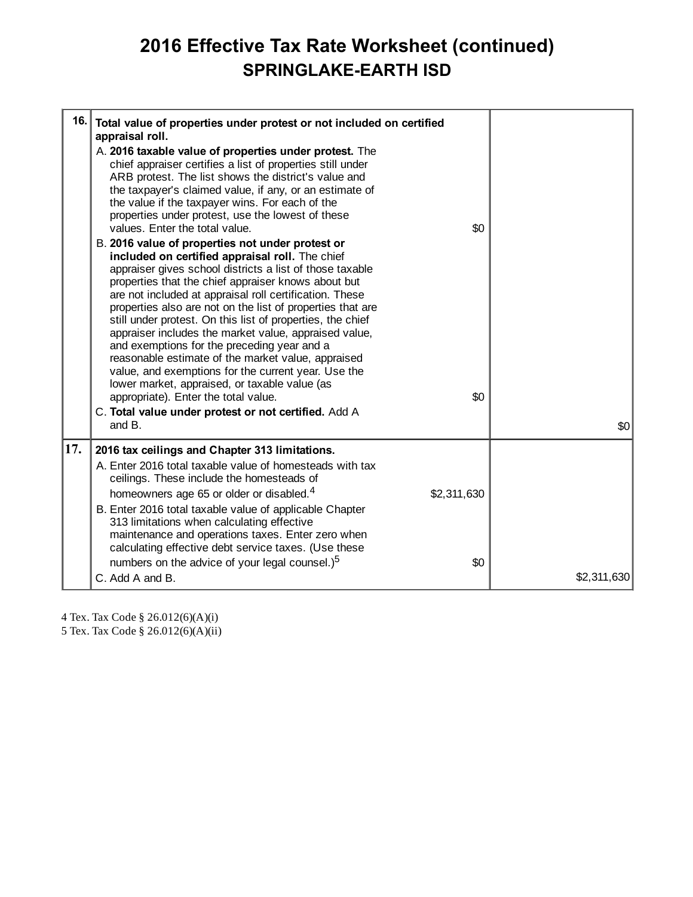# 2016 Effective Tax Rate Worksheet (continued)

## SPRINGLAKE-EARTH ISD

| | | | |
|---|---|---|---|
| 16. | **Total value of properties under protest or not included on certified appraisal roll.** | | |
| | A. **2016 taxable value of properties under protest.** The chief appraiser certifies a list of properties still under ARB protest. The list shows the district's value and the taxpayer's claimed value, if any, or an estimate of the value if the taxpayer wins. For each of the properties under protest, use the lowest of these values. Enter the total value. | $0 | |
| | B. **2016 value of properties not under protest or included on certified appraisal roll.** The chief appraiser gives school districts a list of those taxable properties that the chief appraiser knows about but are not included at appraisal roll certification. These properties also are not on the list of properties that are still under protest. On this list of properties, the chief appraiser includes the market value, appraised value, and exemptions for the preceding year and a reasonable estimate of the market value, appraised value, and exemptions for the current year. Use the lower market, appraised, or taxable value (as appropriate). Enter the total value. | $0 | |
| | C. **Total value under protest or not certified.** Add A and B. | | $0 |
| 17. | **2016 tax ceilings and Chapter 313 limitations.** | | |
| | A. Enter 2016 total taxable value of homesteads with tax ceilings. These include the homesteads of homeowners age 65 or older or disabled.[4] | $2,311,630 | |
| | B. Enter 2016 total taxable value of applicable Chapter 313 limitations when calculating effective maintenance and operations taxes. Enter zero when calculating effective debt service taxes. (Use these numbers on the advice of your legal counsel.)[5] | $0 | |
| | C. Add A and B. | | $2,311,630 |

4 Tex. Tax Code § 26.012(6)(A)(i)
5 Tex. Tax Code § 26.012(6)(A)(ii)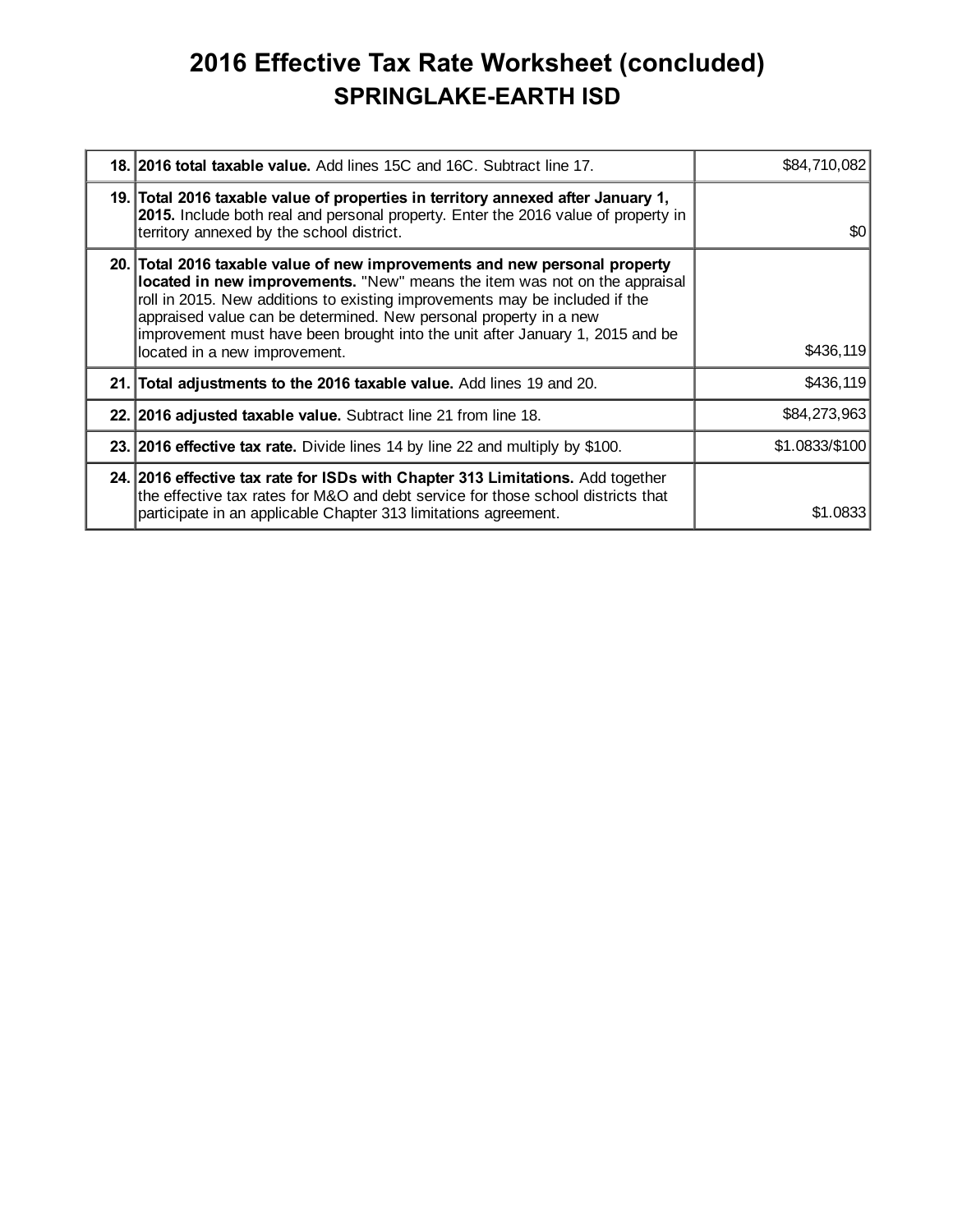# 2016 Effective Tax Rate Worksheet (concluded)
## SPRINGLAKE-EARTH ISD

| | | |
|---|---|---|
| **18.** | **2016 total taxable value.** Add lines 15C and 16C. Subtract line 17. | $84,710,082 |
| **19.** | **Total 2016 taxable value of properties in territory annexed after January 1, 2015.** Include both real and personal property. Enter the 2016 value of property in territory annexed by the school district. | $0 |
| **20.** | **Total 2016 taxable value of new improvements and new personal property located in new improvements.** "New" means the item was not on the appraisal roll in 2015. New additions to existing improvements may be included if the appraised value can be determined. New personal property in a new improvement must have been brought into the unit after January 1, 2015 and be located in a new improvement. | $436,119 |
| **21.** | **Total adjustments to the 2016 taxable value.** Add lines 19 and 20. | $436,119 |
| **22.** | **2016 adjusted taxable value.** Subtract line 21 from line 18. | $84,273,963 |
| **23.** | **2016 effective tax rate.** Divide lines 14 by line 22 and multiply by $100. | $1.0833/$100 |
| **24.** | **2016 effective tax rate for ISDs with Chapter 313 Limitations.** Add together the effective tax rates for M&O and debt service for those school districts that participate in an applicable Chapter 313 limitations agreement. | $1.0833 |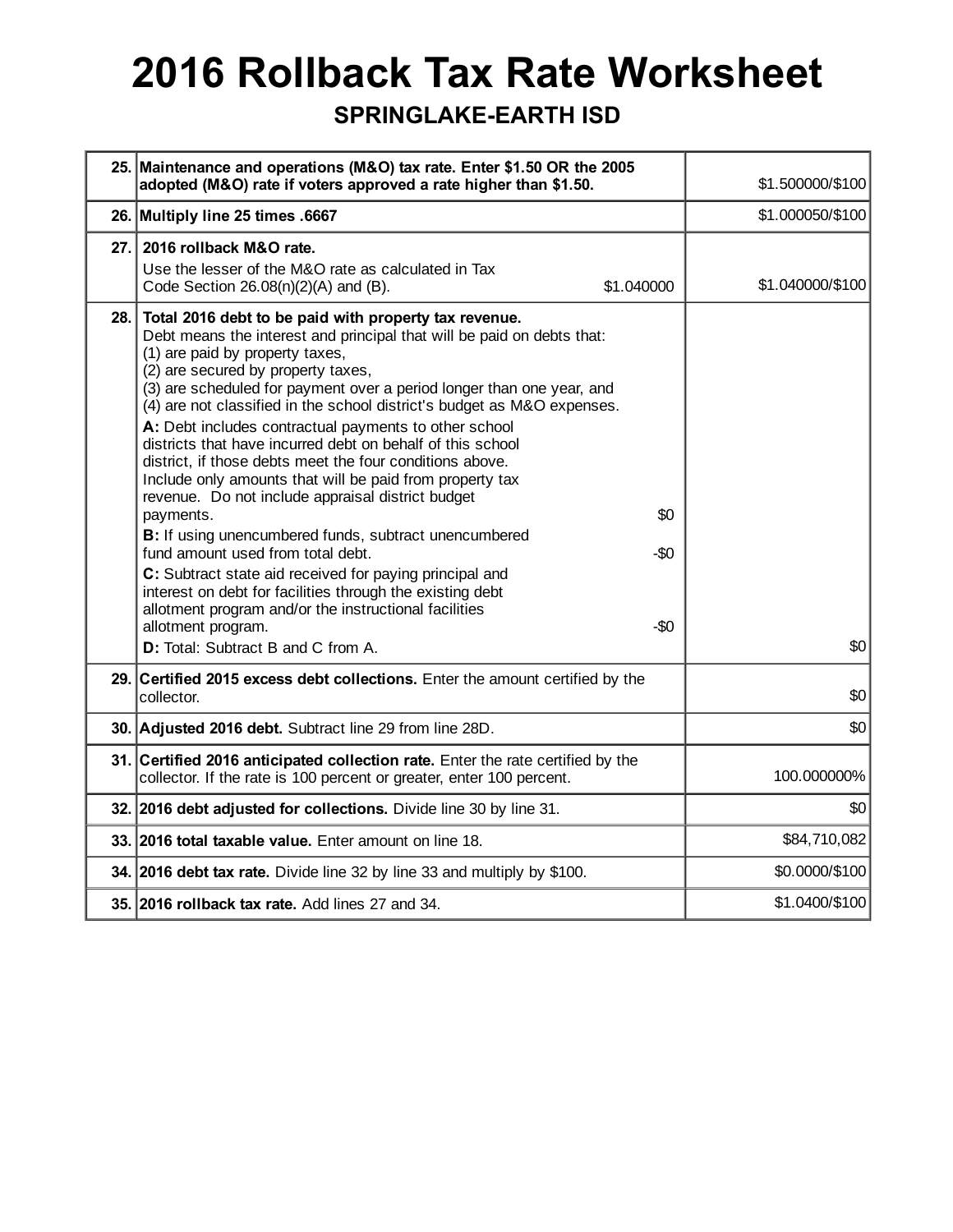# 2016 Rollback Tax Rate Worksheet

## SPRINGLAKE-EARTH ISD

| Line | Description | Amount |
|---|---|---|
| 25. | **Maintenance and operations (M&O) tax rate. Enter $1.50 OR the 2005 adopted (M&O) rate if voters approved a rate higher than $1.50.** | $1.500000/$100 |
| 26. | **Multiply line 25 times .6667** | $1.000050/$100 |
| 27. | **2016 rollback M&O rate.**<br>Use the lesser of the M&O rate as calculated in Tax Code Section 26.08(n)(2)(A) and (B). $1.040000 | $1.040000/$100 |
| 28. | **Total 2016 debt to be paid with property tax revenue.**<br>Debt means the interest and principal that will be paid on debts that:<br>(1) are paid by property taxes,<br>(2) are secured by property taxes,<br>(3) are scheduled for payment over a period longer than one year, and<br>(4) are not classified in the school district's budget as M&O expenses.<br>**A:** Debt includes contractual payments to other school districts that have incurred debt on behalf of this school district, if those debts meet the four conditions above. Include only amounts that will be paid from property tax revenue. Do not include appraisal district budget payments. $0<br>**B:** If using unencumbered funds, subtract unencumbered fund amount used from total debt. -$0<br>**C:** Subtract state aid received for paying principal and interest on debt for facilities through the existing debt allotment program and/or the instructional facilities allotment program. -$0<br>**D:** Total: Subtract B and C from A. | $0 |
| 29. | **Certified 2015 excess debt collections.** Enter the amount certified by the collector. | $0 |
| 30. | **Adjusted 2016 debt.** Subtract line 29 from line 28D. | $0 |
| 31. | **Certified 2016 anticipated collection rate.** Enter the rate certified by the collector. If the rate is 100 percent or greater, enter 100 percent. | 100.000000% |
| 32. | **2016 debt adjusted for collections.** Divide line 30 by line 31. | $0 |
| 33. | **2016 total taxable value.** Enter amount on line 18. | $84,710,082 |
| 34. | **2016 debt tax rate.** Divide line 32 by line 33 and multiply by $100. | $0.0000/$100 |
| 35. | **2016 rollback tax rate.** Add lines 27 and 34. | $1.0400/$100 |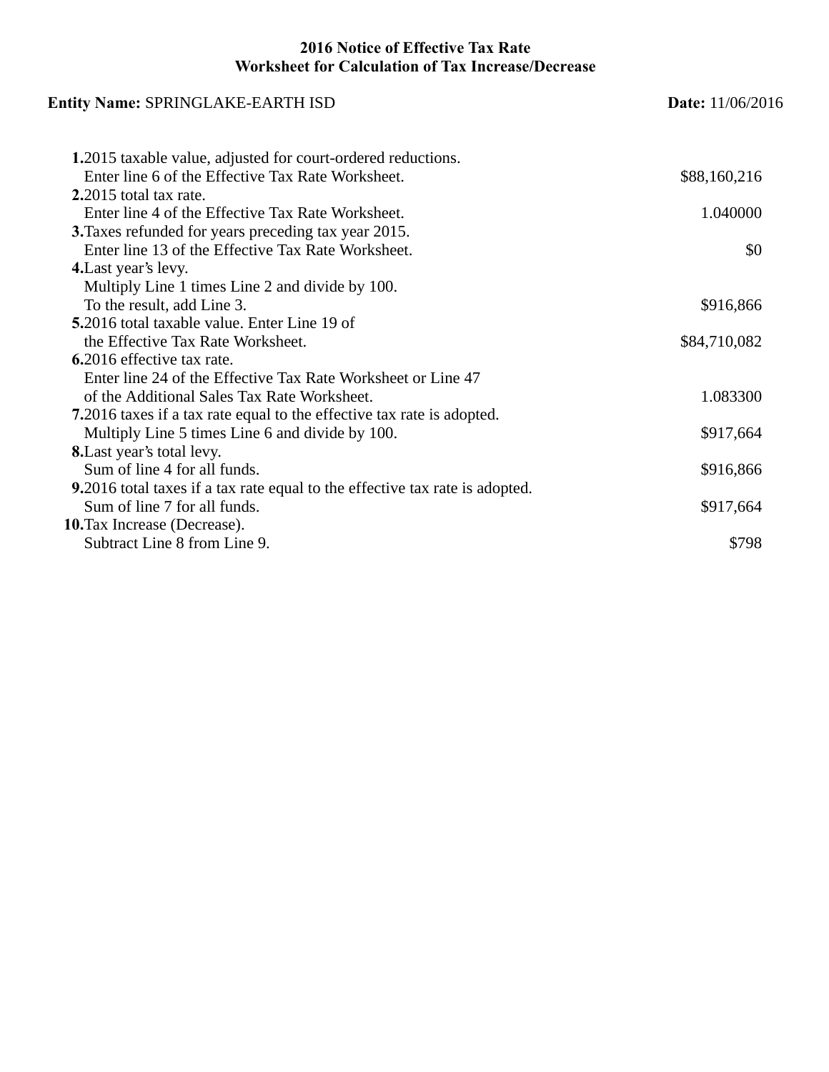# 2016 Notice of Effective Tax Rate
## Worksheet for Calculation of Tax Increase/Decrease

**Entity Name:** SPRINGLAKE-EARTH ISD **Date:** 11/06/2016

| | |
|---|---|
| **1.** 2015 taxable value, adjusted for court-ordered reductions. Enter line 6 of the Effective Tax Rate Worksheet. | $88,160,216 |
| **2.** 2015 total tax rate. Enter line 4 of the Effective Tax Rate Worksheet. | 1.040000 |
| **3.** Taxes refunded for years preceding tax year 2015. Enter line 13 of the Effective Tax Rate Worksheet. | $0 |
| **4.** Last year's levy. Multiply Line 1 times Line 2 and divide by 100. To the result, add Line 3. | $916,866 |
| **5.** 2016 total taxable value. Enter Line 19 of the Effective Tax Rate Worksheet. | $84,710,082 |
| **6.** 2016 effective tax rate. Enter line 24 of the Effective Tax Rate Worksheet or Line 47 of the Additional Sales Tax Rate Worksheet. | 1.083300 |
| **7.** 2016 taxes if a tax rate equal to the effective tax rate is adopted. Multiply Line 5 times Line 6 and divide by 100. | $917,664 |
| **8.** Last year's total levy. Sum of line 4 for all funds. | $916,866 |
| **9.** 2016 total taxes if a tax rate equal to the effective tax rate is adopted. Sum of line 7 for all funds. | $917,664 |
| **10.** Tax Increase (Decrease). Subtract Line 8 from Line 9. | $798 |